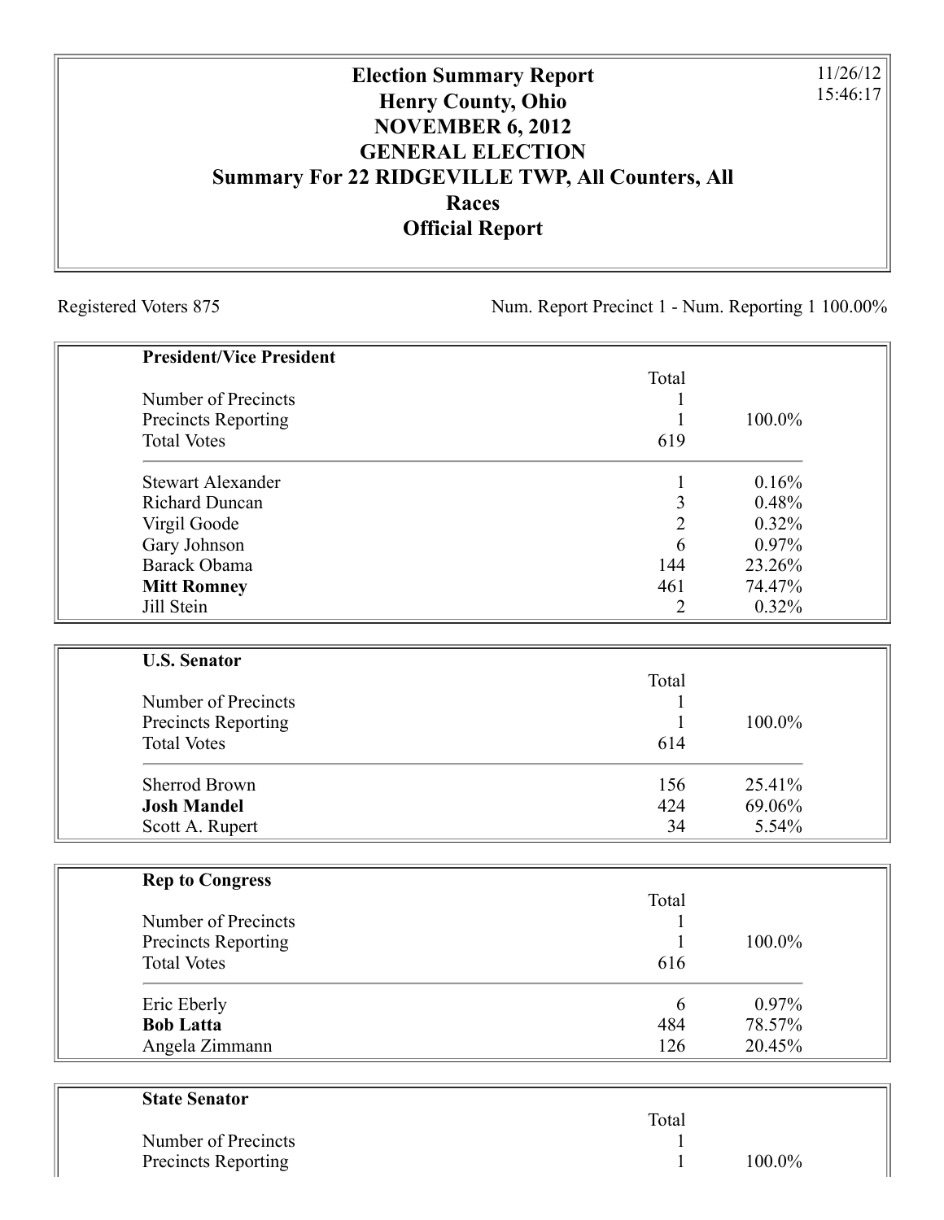# Election Summary Report
# Henry County, Ohio
# NOVEMBER 6, 2012
# GENERAL ELECTION
# Summary For 22 RIDGEVILLE TWP, All Counters, All Races
# Official Report

11/26/12
15:46:17

Registered Voters 875 | Num. Report Precinct 1 - Num. Reporting 1 100.00%

## President/Vice President

| | Total | |
|---|---|---|
| Number of Precincts | 1 | |
| Precincts Reporting | 1 | 100.0% |
| Total Votes | 619 | |
| Stewart Alexander | 1 | 0.16% |
| Richard Duncan | 3 | 0.48% |
| Virgil Goode | 2 | 0.32% |
| Gary Johnson | 6 | 0.97% |
| Barack Obama | 144 | 23.26% |
| **Mitt Romney** | 461 | 74.47% |
| Jill Stein | 2 | 0.32% |

## U.S. Senator

| | Total | |
|---|---|---|
| Number of Precincts | 1 | |
| Precincts Reporting | 1 | 100.0% |
| Total Votes | 614 | |
| Sherrod Brown | 156 | 25.41% |
| **Josh Mandel** | 424 | 69.06% |
| Scott A. Rupert | 34 | 5.54% |

## Rep to Congress

| | Total | |
|---|---|---|
| Number of Precincts | 1 | |
| Precincts Reporting | 1 | 100.0% |
| Total Votes | 616 | |
| Eric Eberly | 6 | 0.97% |
| **Bob Latta** | 484 | 78.57% |
| Angela Zimmann | 126 | 20.45% |

## State Senator

| | Total | |
|---|---|---|
| Number of Precincts | 1 | |
| Precincts Reporting | 1 | 100.0% |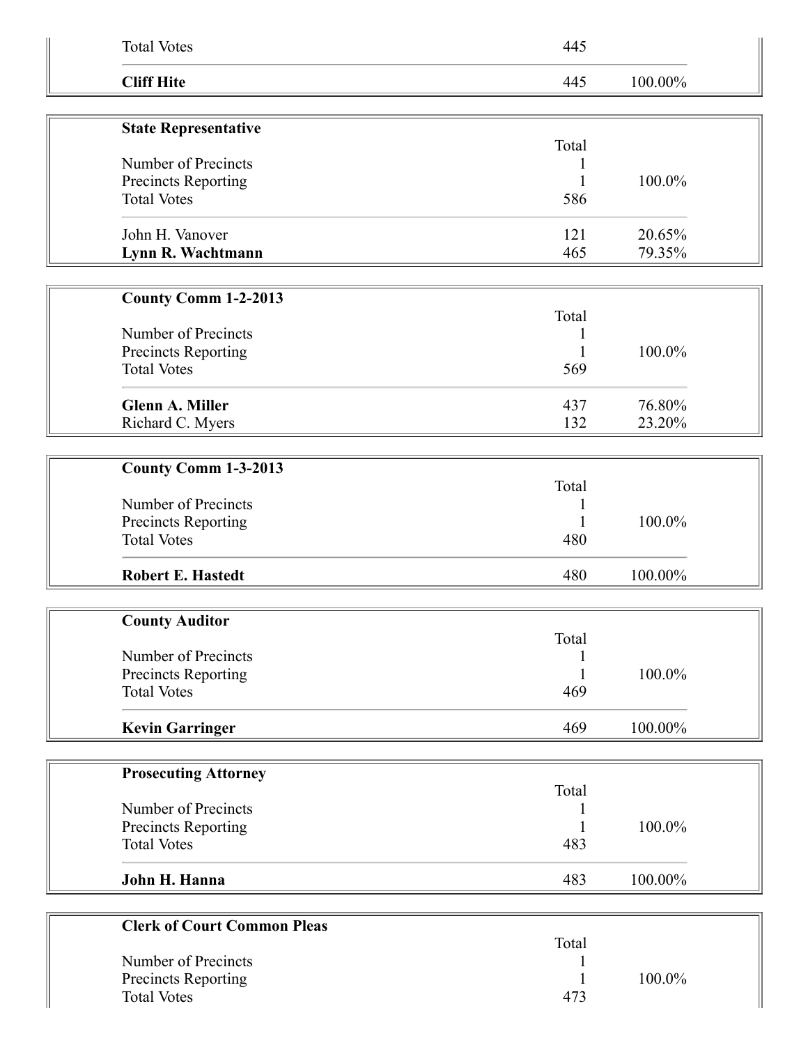| | | |
|---|---|---|
| Total Votes | 445 | |
| **Cliff Hite** | 445 | 100.00% |

| **State Representative** | | |
|---|---|---|
| | Total | |
| Number of Precincts | 1 | |
| Precincts Reporting | 1 | 100.0% |
| Total Votes | 586 | |
| John H. Vanover | 121 | 20.65% |
| **Lynn R. Wachtmann** | 465 | 79.35% |

| **County Comm 1-2-2013** | | |
|---|---|---|
| | Total | |
| Number of Precincts | 1 | |
| Precincts Reporting | 1 | 100.0% |
| Total Votes | 569 | |
| **Glenn A. Miller** | 437 | 76.80% |
| Richard C. Myers | 132 | 23.20% |

| **County Comm 1-3-2013** | | |
|---|---|---|
| | Total | |
| Number of Precincts | 1 | |
| Precincts Reporting | 1 | 100.0% |
| Total Votes | 480 | |
| **Robert E. Hastedt** | 480 | 100.00% |

| **County Auditor** | | |
|---|---|---|
| | Total | |
| Number of Precincts | 1 | |
| Precincts Reporting | 1 | 100.0% |
| Total Votes | 469 | |
| **Kevin Garringer** | 469 | 100.00% |

| **Prosecuting Attorney** | | |
|---|---|---|
| | Total | |
| Number of Precincts | 1 | |
| Precincts Reporting | 1 | 100.0% |
| Total Votes | 483 | |
| **John H. Hanna** | 483 | 100.00% |

| **Clerk of Court Common Pleas** | | |
|---|---|---|
| | Total | |
| Number of Precincts | 1 | |
| Precincts Reporting | 1 | 100.0% |
| Total Votes | 473 | |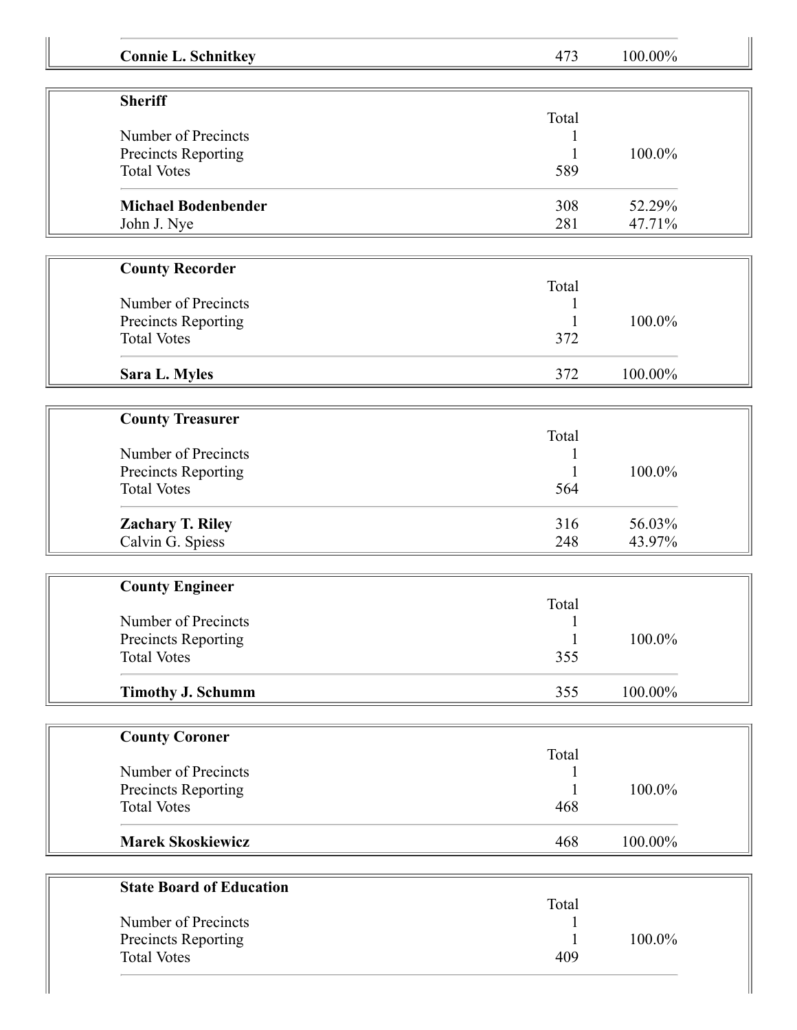| | | |
|---|---|---|
| **Connie L. Schnitkey** | 473 | 100.00% |

### Sheriff

| | Total | |
|---|---|---|
| Number of Precincts | 1 | |
| Precincts Reporting | 1 | 100.0% |
| Total Votes | 589 | |
| **Michael Bodenbender** | 308 | 52.29% |
| John J. Nye | 281 | 47.71% |

### County Recorder

| | Total | |
|---|---|---|
| Number of Precincts | 1 | |
| Precincts Reporting | 1 | 100.0% |
| Total Votes | 372 | |
| **Sara L. Myles** | 372 | 100.00% |

### County Treasurer

| | Total | |
|---|---|---|
| Number of Precincts | 1 | |
| Precincts Reporting | 1 | 100.0% |
| Total Votes | 564 | |
| **Zachary T. Riley** | 316 | 56.03% |
| Calvin G. Spiess | 248 | 43.97% |

### County Engineer

| | Total | |
|---|---|---|
| Number of Precincts | 1 | |
| Precincts Reporting | 1 | 100.0% |
| Total Votes | 355 | |
| **Timothy J. Schumm** | 355 | 100.00% |

### County Coroner

| | Total | |
|---|---|---|
| Number of Precincts | 1 | |
| Precincts Reporting | 1 | 100.0% |
| Total Votes | 468 | |
| **Marek Skoskiewicz** | 468 | 100.00% |

### State Board of Education

| | Total | |
|---|---|---|
| Number of Precincts | 1 | |
| Precincts Reporting | 1 | 100.0% |
| Total Votes | 409 | |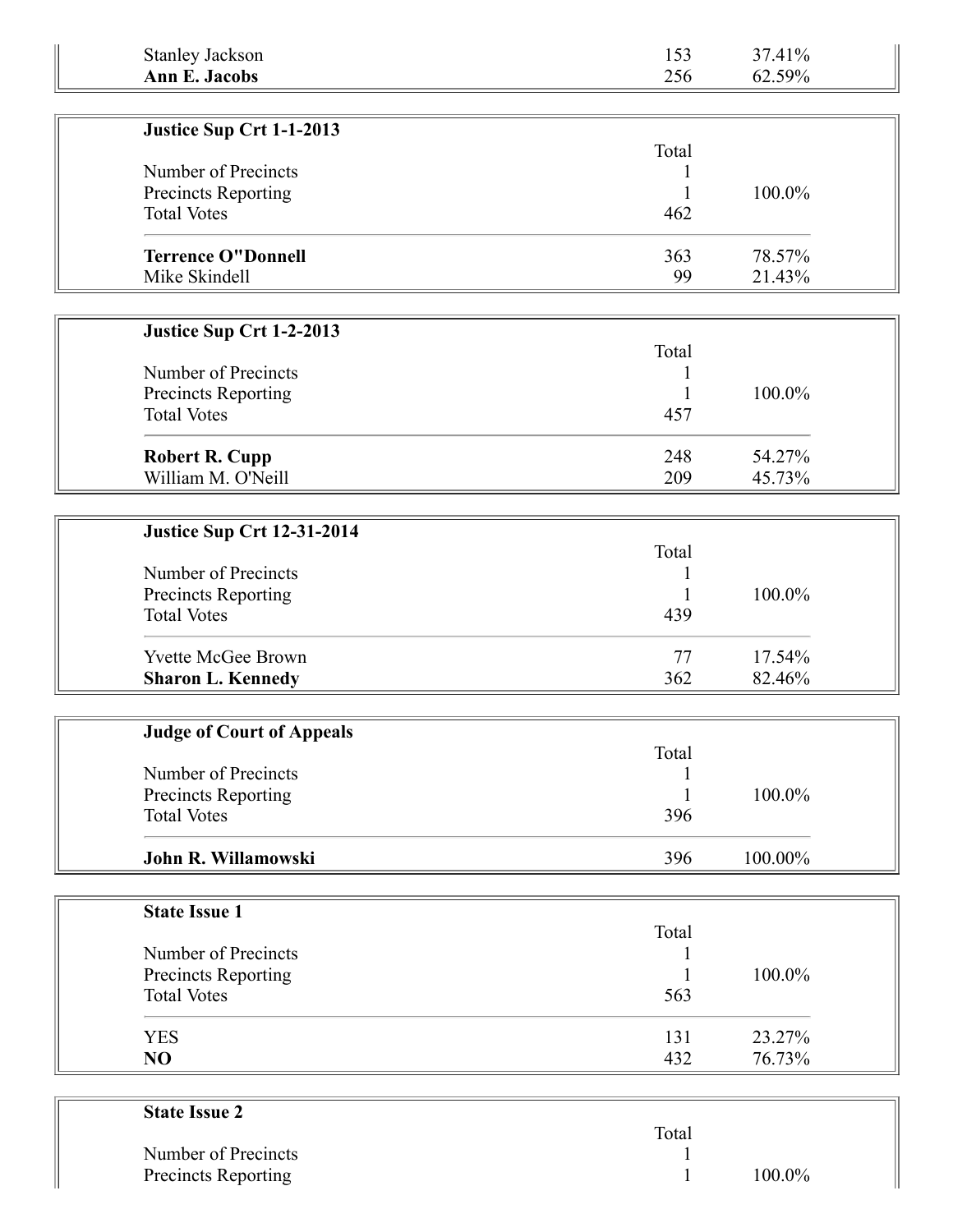| | | |
|---|---|---|
| Stanley Jackson | 153 | 37.41% |
| **Ann E. Jacobs** | 256 | 62.59% |

| **Justice Sup Crt 1-1-2013** | | |
|---|---|---|
| | Total | |
| Number of Precincts | 1 | |
| Precincts Reporting | 1 | 100.0% |
| Total Votes | 462 | |
| **Terrence O"Donnell** | 363 | 78.57% |
| Mike Skindell | 99 | 21.43% |

| **Justice Sup Crt 1-2-2013** | | |
|---|---|---|
| | Total | |
| Number of Precincts | 1 | |
| Precincts Reporting | 1 | 100.0% |
| Total Votes | 457 | |
| **Robert R. Cupp** | 248 | 54.27% |
| William M. O'Neill | 209 | 45.73% |

| **Justice Sup Crt 12-31-2014** | | |
|---|---|---|
| | Total | |
| Number of Precincts | 1 | |
| Precincts Reporting | 1 | 100.0% |
| Total Votes | 439 | |
| Yvette McGee Brown | 77 | 17.54% |
| **Sharon L. Kennedy** | 362 | 82.46% |

| **Judge of Court of Appeals** | | |
|---|---|---|
| | Total | |
| Number of Precincts | 1 | |
| Precincts Reporting | 1 | 100.0% |
| Total Votes | 396 | |
| **John R. Willamowski** | 396 | 100.00% |

| **State Issue 1** | | |
|---|---|---|
| | Total | |
| Number of Precincts | 1 | |
| Precincts Reporting | 1 | 100.0% |
| Total Votes | 563 | |
| YES | 131 | 23.27% |
| **NO** | 432 | 76.73% |

| **State Issue 2** | | |
|---|---|---|
| | Total | |
| Number of Precincts | 1 | |
| Precincts Reporting | 1 | 100.0% |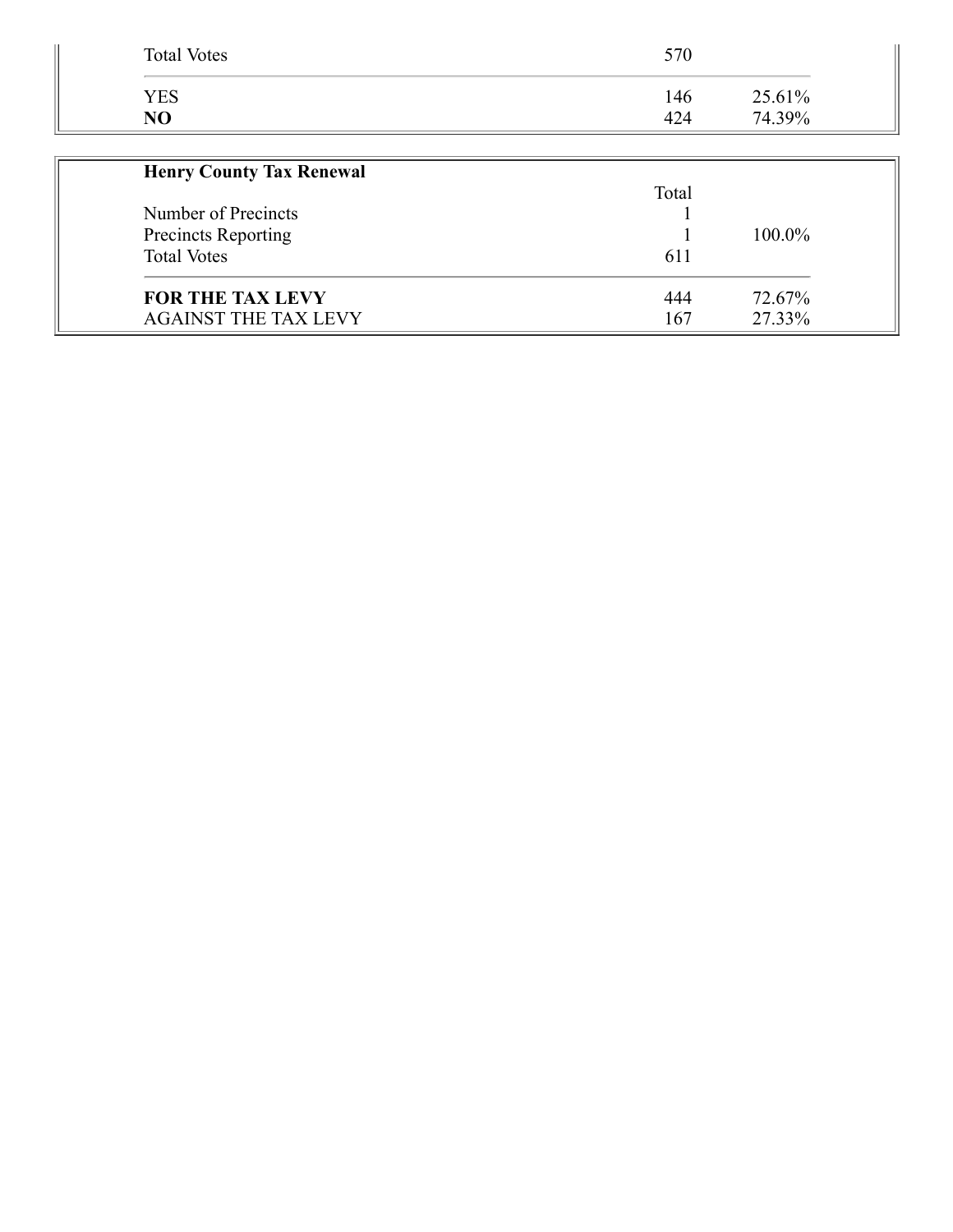| | | |
|---|---|---|
| Total Votes | 570 | |
| YES | 146 | 25.61% |
| **NO** | 424 | 74.39% |

| **Henry County Tax Renewal** | Total | |
|---|---|---|
| Number of Precincts | 1 | |
| Precincts Reporting | 1 | 100.0% |
| Total Votes | 611 | |
| **FOR THE TAX LEVY** | 444 | 72.67% |
| AGAINST THE TAX LEVY | 167 | 27.33% |